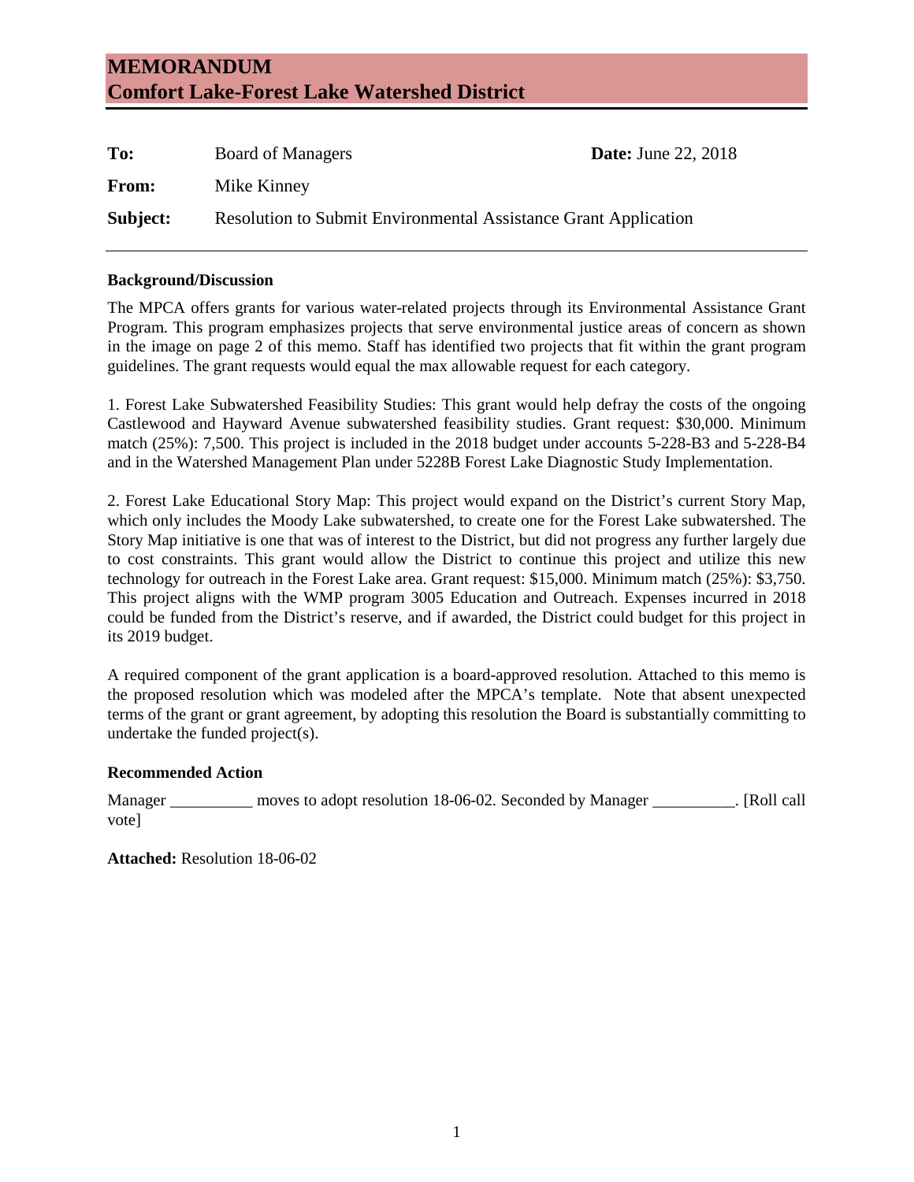# MEMORANDUM
# Comfort Lake-Forest Lake Watershed District

**To:** Board of Managers **Date:** June 22, 2018

**From:** Mike Kinney

**Subject:** Resolution to Submit Environmental Assistance Grant Application

---

**Background/Discussion**

The MPCA offers grants for various water-related projects through its Environmental Assistance Grant Program. This program emphasizes projects that serve environmental justice areas of concern as shown in the image on page 2 of this memo. Staff has identified two projects that fit within the grant program guidelines. The grant requests would equal the max allowable request for each category.

1. Forest Lake Subwatershed Feasibility Studies: This grant would help defray the costs of the ongoing Castlewood and Hayward Avenue subwatershed feasibility studies. Grant request: $30,000. Minimum match (25%): 7,500. This project is included in the 2018 budget under accounts 5-228-B3 and 5-228-B4 and in the Watershed Management Plan under 5228B Forest Lake Diagnostic Study Implementation.

2. Forest Lake Educational Story Map: This project would expand on the District's current Story Map, which only includes the Moody Lake subwatershed, to create one for the Forest Lake subwatershed. The Story Map initiative is one that was of interest to the District, but did not progress any further largely due to cost constraints. This grant would allow the District to continue this project and utilize this new technology for outreach in the Forest Lake area. Grant request: $15,000. Minimum match (25%): $3,750. This project aligns with the WMP program 3005 Education and Outreach. Expenses incurred in 2018 could be funded from the District's reserve, and if awarded, the District could budget for this project in its 2019 budget.

A required component of the grant application is a board-approved resolution. Attached to this memo is the proposed resolution which was modeled after the MPCA's template. Note that absent unexpected terms of the grant or grant agreement, by adopting this resolution the Board is substantially committing to undertake the funded project(s).

**Recommended Action**

Manager __________ moves to adopt resolution 18-06-02. Seconded by Manager __________. [Roll call vote]

**Attached:** Resolution 18-06-02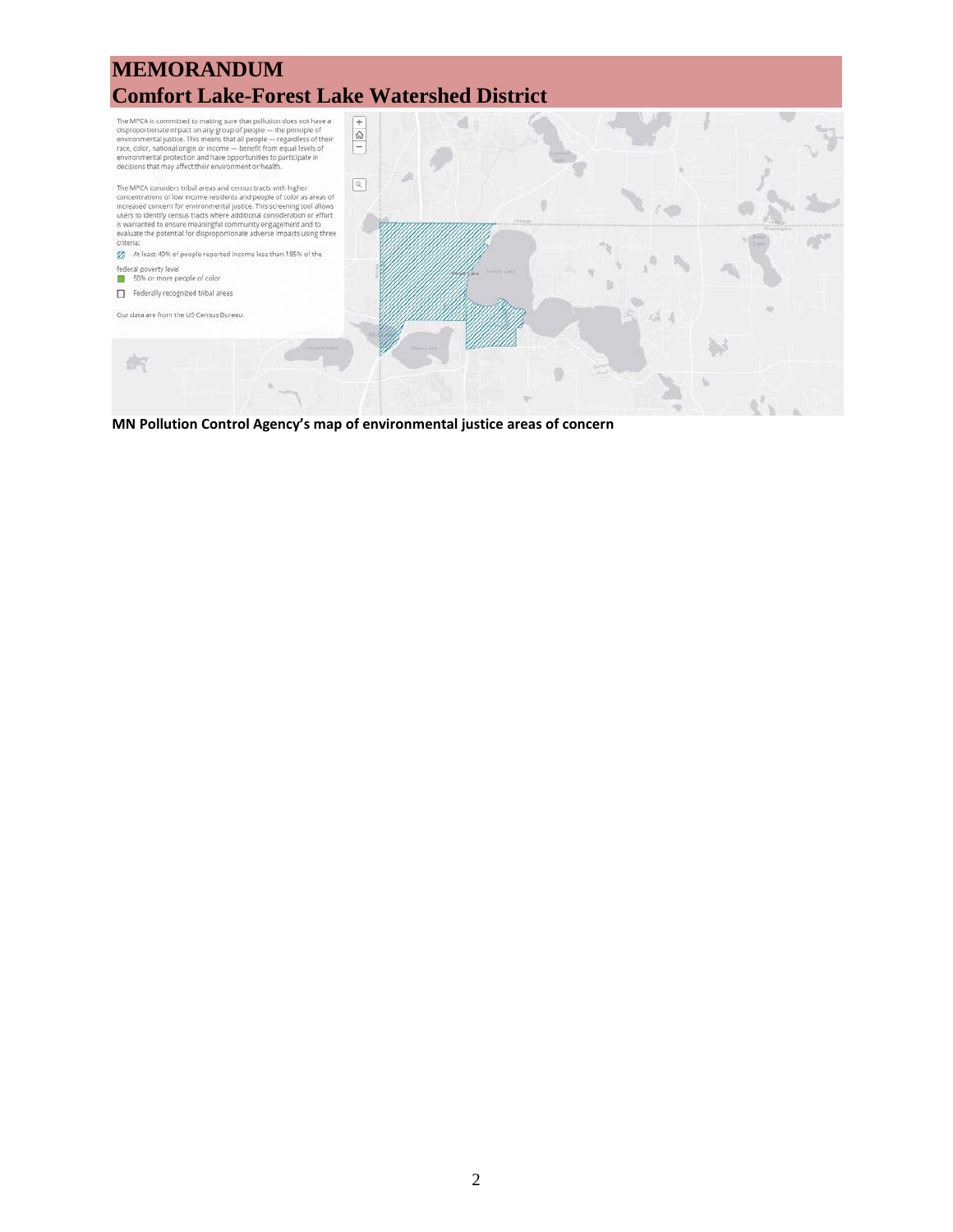# MEMORANDUM
# Comfort Lake-Forest Lake Watershed District

The MPCA is committed to making sure that pollution does not have a disproportionate impact on any group of people — the principle of environmental justice. This means that all people — regardless of their race, color, national origin or income — benefit from equal levels of environmental protection and have opportunities to participate in decisions that may affect their environment or health.

The MPCA considers tribal areas and census tracts with higher concentrations of low income residents and people of color as areas of increased concern for environmental justice. This screening tool allows users to identify census tracts where additional consideration or effort is warranted to ensure meaningful community engagement and to evaluate the potential for disproportionate adverse impacts using three criteria:

- At least 40% of people reported income less than 185% of the federal poverty level
- 50% or more people of color
- Federally recognized tribal areas

Our data are from the US Census Bureau.

**MN Pollution Control Agency's map of environmental justice areas of concern**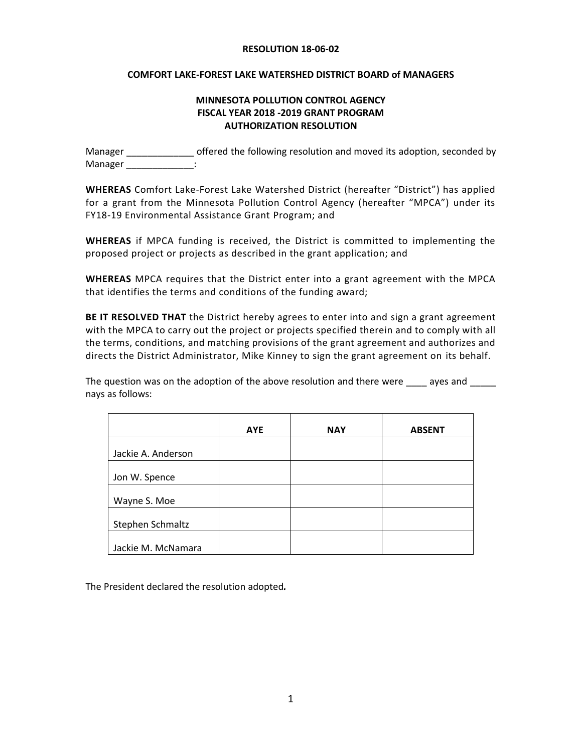**RESOLUTION 18-06-02**

**COMFORT LAKE-FOREST LAKE WATERSHED DISTRICT BOARD of MANAGERS**

**MINNESOTA POLLUTION CONTROL AGENCY**
**FISCAL YEAR 2018 -2019 GRANT PROGRAM**
**AUTHORIZATION RESOLUTION**

Manager _____________ offered the following resolution and moved its adoption, seconded by Manager _____________:

**WHEREAS** Comfort Lake-Forest Lake Watershed District (hereafter "District") has applied for a grant from the Minnesota Pollution Control Agency (hereafter "MPCA") under its FY18-19 Environmental Assistance Grant Program; and

**WHEREAS** if MPCA funding is received, the District is committed to implementing the proposed project or projects as described in the grant application; and

**WHEREAS** MPCA requires that the District enter into a grant agreement with the MPCA that identifies the terms and conditions of the funding award;

**BE IT RESOLVED THAT** the District hereby agrees to enter into and sign a grant agreement with the MPCA to carry out the project or projects specified therein and to comply with all the terms, conditions, and matching provisions of the grant agreement and authorizes and directs the District Administrator, Mike Kinney to sign the grant agreement on its behalf.

The question was on the adoption of the above resolution and there were ____ ayes and _____ nays as follows:

| | **AYE** | **NAY** | **ABSENT** |
|---|---|---|---|
| Jackie A. Anderson | | | |
| Jon W. Spence | | | |
| Wayne S. Moe | | | |
| Stephen Schmaltz | | | |
| Jackie M. McNamara | | | |

The President declared the resolution adopted***.***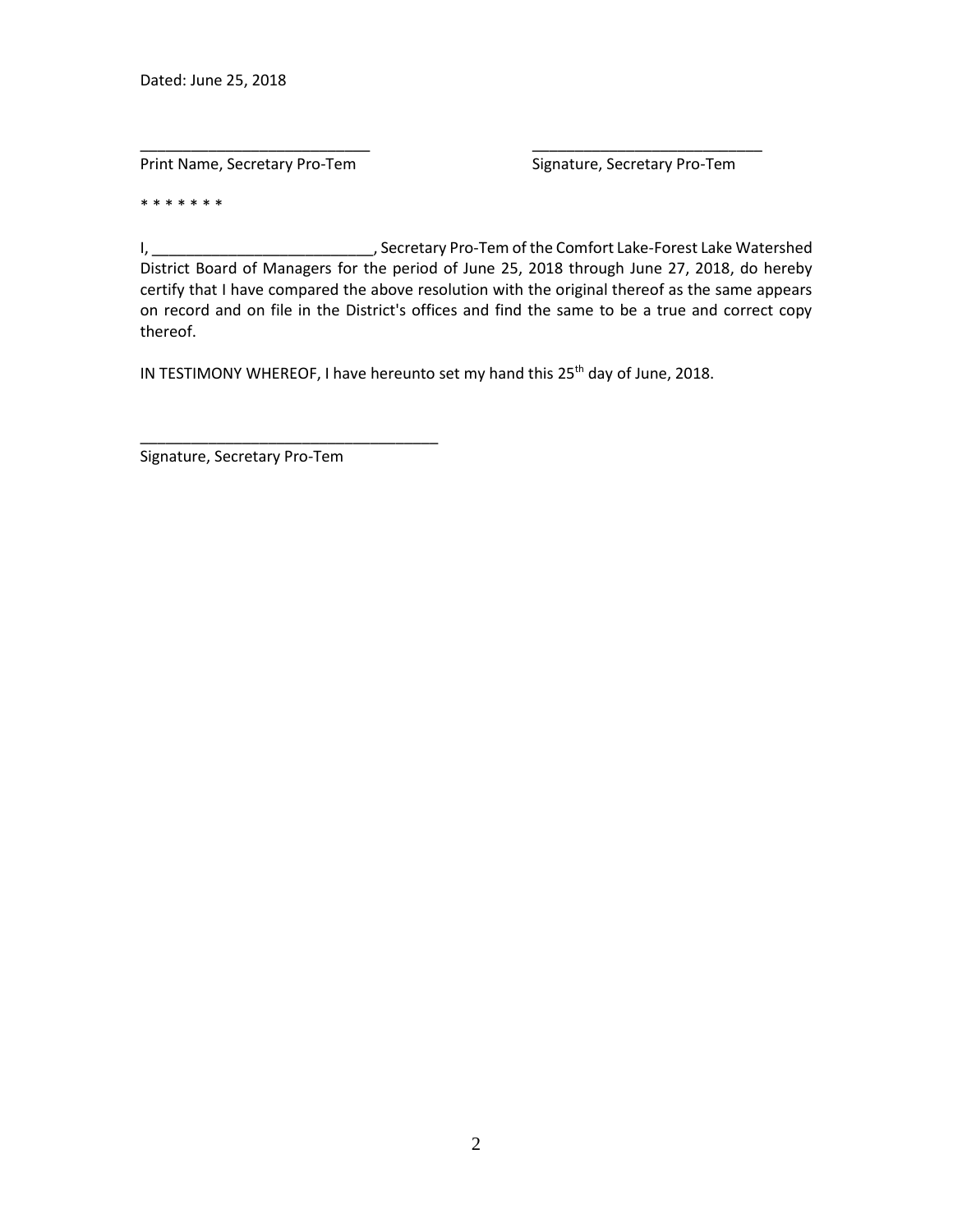Dated: June 25, 2018

| | |
|---|---|
| ____________________________ | ____________________________ |
| Print Name, Secretary Pro-Tem | Signature, Secretary Pro-Tem |

* * * * * * *

I, __________________________, Secretary Pro-Tem of the Comfort Lake-Forest Lake Watershed District Board of Managers for the period of June 25, 2018 through June 27, 2018, do hereby certify that I have compared the above resolution with the original thereof as the same appears on record and on file in the District's offices and find the same to be a true and correct copy thereof.

IN TESTIMONY WHEREOF, I have hereunto set my hand this 25th day of June, 2018.

____________________________________
Signature, Secretary Pro-Tem